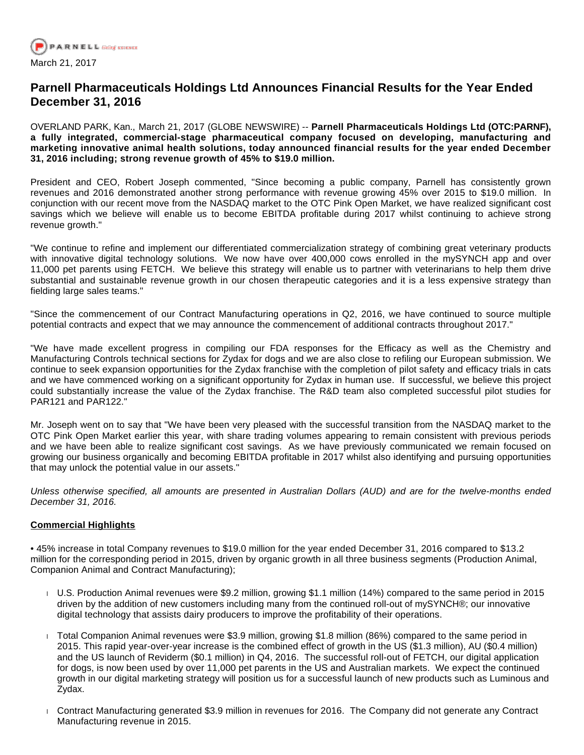March 21, 2017

# Parnell Pharmaceuticals Holdings Ltd Announces Financial Results for the Year Ended December 31, 2016

OVERLAND PARK, Kan., March 21, 2017 (GLOBE NEWSWIRE) -- **Parnell Pharmaceuticals Holdings Ltd (OTC:PARNF), a fully integrated, commercial-stage pharmaceutical company focused on developing, manufacturing and marketing innovative animal health solutions, today announced financial results for the year ended December 31, 2016 including; strong revenue growth of 45% to $19.0 million.**

President and CEO, Robert Joseph commented, "Since becoming a public company, Parnell has consistently grown revenues and 2016 demonstrated another strong performance with revenue growing 45% over 2015 to $19.0 million. In conjunction with our recent move from the NASDAQ market to the OTC Pink Open Market, we have realized significant cost savings which we believe will enable us to become EBITDA profitable during 2017 whilst continuing to achieve strong revenue growth."

"We continue to refine and implement our differentiated commercialization strategy of combining great veterinary products with innovative digital technology solutions. We now have over 400,000 cows enrolled in the mySYNCH app and over 11,000 pet parents using FETCH. We believe this strategy will enable us to partner with veterinarians to help them drive substantial and sustainable revenue growth in our chosen therapeutic categories and it is a less expensive strategy than fielding large sales teams."

"Since the commencement of our Contract Manufacturing operations in Q2, 2016, we have continued to source multiple potential contracts and expect that we may announce the commencement of additional contracts throughout 2017."

"We have made excellent progress in compiling our FDA responses for the Efficacy as well as the Chemistry and Manufacturing Controls technical sections for Zydax for dogs and we are also close to refiling our European submission. We continue to seek expansion opportunities for the Zydax franchise with the completion of pilot safety and efficacy trials in cats and we have commenced working on a significant opportunity for Zydax in human use. If successful, we believe this project could substantially increase the value of the Zydax franchise. The R&D team also completed successful pilot studies for PAR121 and PAR122."

Mr. Joseph went on to say that "We have been very pleased with the successful transition from the NASDAQ market to the OTC Pink Open Market earlier this year, with share trading volumes appearing to remain consistent with previous periods and we have been able to realize significant cost savings. As we have previously communicated we remain focused on growing our business organically and becoming EBITDA profitable in 2017 whilst also identifying and pursuing opportunities that may unlock the potential value in our assets."

*Unless otherwise specified, all amounts are presented in Australian Dollars (AUD) and are for the twelve-months ended December 31, 2016.*

## Commercial Highlights

• 45% increase in total Company revenues to $19.0 million for the year ended December 31, 2016 compared to $13.2 million for the corresponding period in 2015, driven by organic growth in all three business segments (Production Animal, Companion Animal and Contract Manufacturing);

- U.S. Production Animal revenues were $9.2 million, growing $1.1 million (14%) compared to the same period in 2015 driven by the addition of new customers including many from the continued roll-out of mySYNCH®; our innovative digital technology that assists dairy producers to improve the profitability of their operations.
- Total Companion Animal revenues were $3.9 million, growing $1.8 million (86%) compared to the same period in 2015. This rapid year-over-year increase is the combined effect of growth in the US ($1.3 million), AU ($0.4 million) and the US launch of Reviderm ($0.1 million) in Q4, 2016. The successful roll-out of FETCH, our digital application for dogs, is now been used by over 11,000 pet parents in the US and Australian markets. We expect the continued growth in our digital marketing strategy will position us for a successful launch of new products such as Luminous and Zydax.
- Contract Manufacturing generated $3.9 million in revenues for 2016. The Company did not generate any Contract Manufacturing revenue in 2015.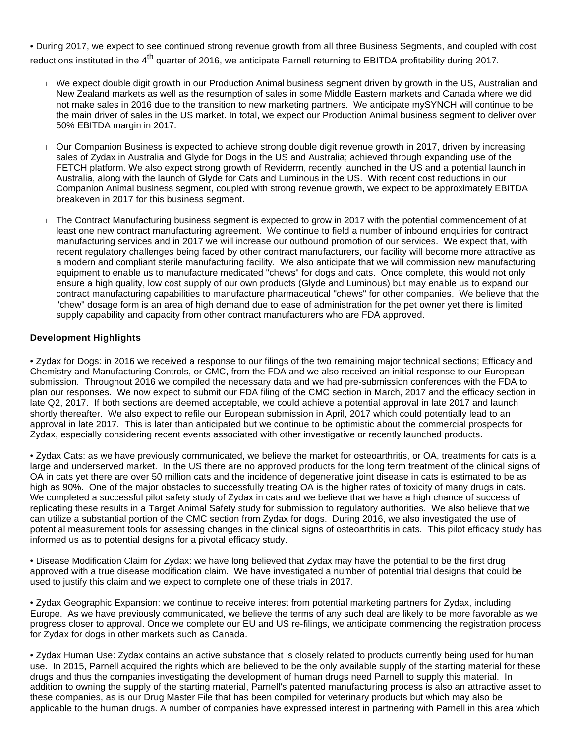• During 2017, we expect to see continued strong revenue growth from all three Business Segments, and coupled with cost reductions instituted in the 4th quarter of 2016, we anticipate Parnell returning to EBITDA profitability during 2017.

- We expect double digit growth in our Production Animal business segment driven by growth in the US, Australian and New Zealand markets as well as the resumption of sales in some Middle Eastern markets and Canada where we did not make sales in 2016 due to the transition to new marketing partners. We anticipate mySYNCH will continue to be the main driver of sales in the US market. In total, we expect our Production Animal business segment to deliver over 50% EBITDA margin in 2017.
- Our Companion Business is expected to achieve strong double digit revenue growth in 2017, driven by increasing sales of Zydax in Australia and Glyde for Dogs in the US and Australia; achieved through expanding use of the FETCH platform. We also expect strong growth of Reviderm, recently launched in the US and a potential launch in Australia, along with the launch of Glyde for Cats and Luminous in the US. With recent cost reductions in our Companion Animal business segment, coupled with strong revenue growth, we expect to be approximately EBITDA breakeven in 2017 for this business segment.
- The Contract Manufacturing business segment is expected to grow in 2017 with the potential commencement of at least one new contract manufacturing agreement. We continue to field a number of inbound enquiries for contract manufacturing services and in 2017 we will increase our outbound promotion of our services. We expect that, with recent regulatory challenges being faced by other contract manufacturers, our facility will become more attractive as a modern and compliant sterile manufacturing facility. We also anticipate that we will commission new manufacturing equipment to enable us to manufacture medicated "chews" for dogs and cats. Once complete, this would not only ensure a high quality, low cost supply of our own products (Glyde and Luminous) but may enable us to expand our contract manufacturing capabilities to manufacture pharmaceutical "chews" for other companies. We believe that the "chew" dosage form is an area of high demand due to ease of administration for the pet owner yet there is limited supply capability and capacity from other contract manufacturers who are FDA approved.

**Development Highlights**

• Zydax for Dogs: in 2016 we received a response to our filings of the two remaining major technical sections; Efficacy and Chemistry and Manufacturing Controls, or CMC, from the FDA and we also received an initial response to our European submission. Throughout 2016 we compiled the necessary data and we had pre-submission conferences with the FDA to plan our responses. We now expect to submit our FDA filing of the CMC section in March, 2017 and the efficacy section in late Q2, 2017. If both sections are deemed acceptable, we could achieve a potential approval in late 2017 and launch shortly thereafter. We also expect to refile our European submission in April, 2017 which could potentially lead to an approval in late 2017. This is later than anticipated but we continue to be optimistic about the commercial prospects for Zydax, especially considering recent events associated with other investigative or recently launched products.

• Zydax Cats: as we have previously communicated, we believe the market for osteoarthritis, or OA, treatments for cats is a large and underserved market. In the US there are no approved products for the long term treatment of the clinical signs of OA in cats yet there are over 50 million cats and the incidence of degenerative joint disease in cats is estimated to be as high as 90%. One of the major obstacles to successfully treating OA is the higher rates of toxicity of many drugs in cats. We completed a successful pilot safety study of Zydax in cats and we believe that we have a high chance of success of replicating these results in a Target Animal Safety study for submission to regulatory authorities. We also believe that we can utilize a substantial portion of the CMC section from Zydax for dogs. During 2016, we also investigated the use of potential measurement tools for assessing changes in the clinical signs of osteoarthritis in cats. This pilot efficacy study has informed us as to potential designs for a pivotal efficacy study.

• Disease Modification Claim for Zydax: we have long believed that Zydax may have the potential to be the first drug approved with a true disease modification claim. We have investigated a number of potential trial designs that could be used to justify this claim and we expect to complete one of these trials in 2017.

• Zydax Geographic Expansion: we continue to receive interest from potential marketing partners for Zydax, including Europe. As we have previously communicated, we believe the terms of any such deal are likely to be more favorable as we progress closer to approval. Once we complete our EU and US re-filings, we anticipate commencing the registration process for Zydax for dogs in other markets such as Canada.

• Zydax Human Use: Zydax contains an active substance that is closely related to products currently being used for human use. In 2015, Parnell acquired the rights which are believed to be the only available supply of the starting material for these drugs and thus the companies investigating the development of human drugs need Parnell to supply this material. In addition to owning the supply of the starting material, Parnell's patented manufacturing process is also an attractive asset to these companies, as is our Drug Master File that has been compiled for veterinary products but which may also be applicable to the human drugs. A number of companies have expressed interest in partnering with Parnell in this area which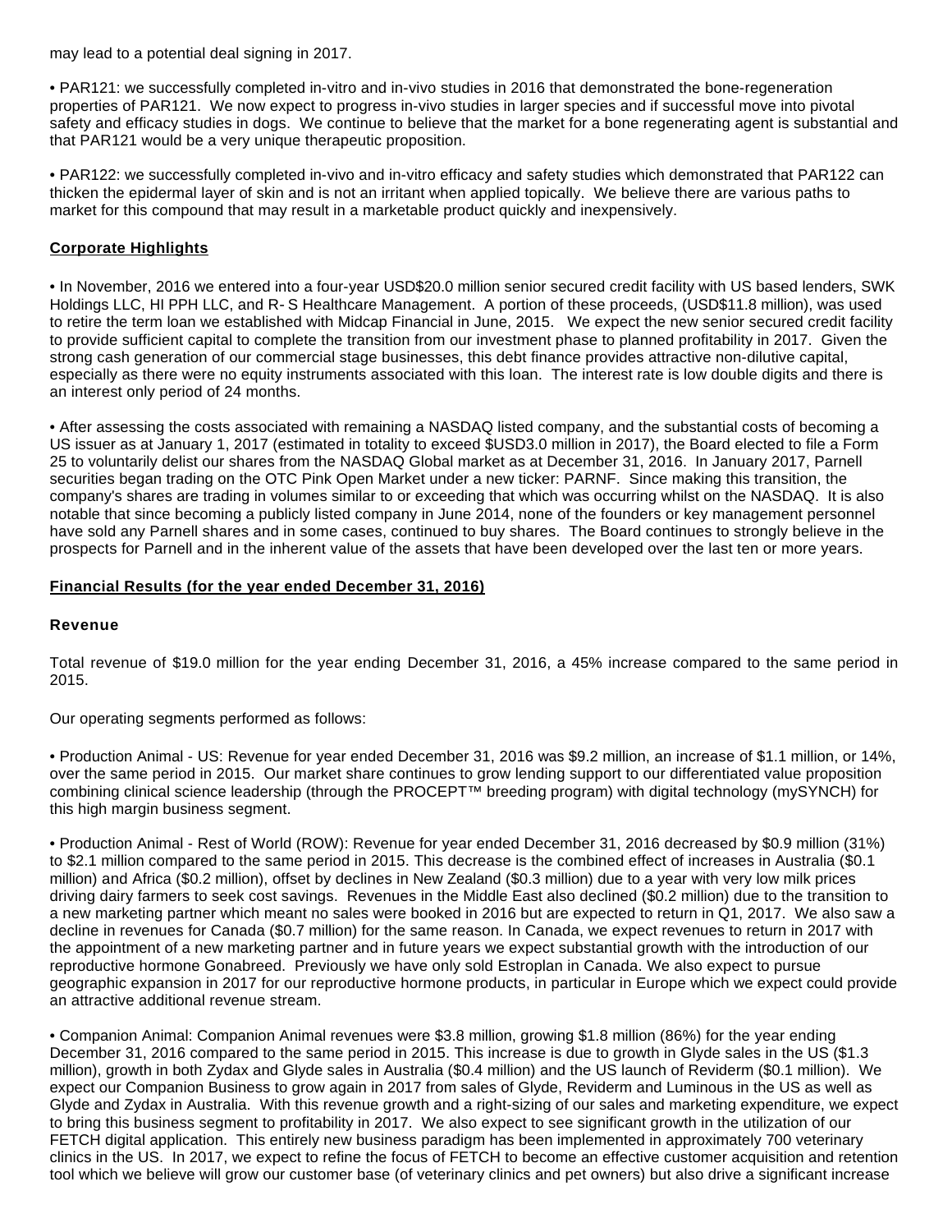may lead to a potential deal signing in 2017.

• PAR121: we successfully completed in-vitro and in-vivo studies in 2016 that demonstrated the bone-regeneration properties of PAR121. We now expect to progress in-vivo studies in larger species and if successful move into pivotal safety and efficacy studies in dogs. We continue to believe that the market for a bone regenerating agent is substantial and that PAR121 would be a very unique therapeutic proposition.

• PAR122: we successfully completed in-vivo and in-vitro efficacy and safety studies which demonstrated that PAR122 can thicken the epidermal layer of skin and is not an irritant when applied topically. We believe there are various paths to market for this compound that may result in a marketable product quickly and inexpensively.

**Corporate Highlights**

• In November, 2016 we entered into a four-year USD$20.0 million senior secured credit facility with US based lenders, SWK Holdings LLC, HI PPH LLC, and R- S Healthcare Management. A portion of these proceeds, (USD$11.8 million), was used to retire the term loan we established with Midcap Financial in June, 2015. We expect the new senior secured credit facility to provide sufficient capital to complete the transition from our investment phase to planned profitability in 2017. Given the strong cash generation of our commercial stage businesses, this debt finance provides attractive non-dilutive capital, especially as there were no equity instruments associated with this loan. The interest rate is low double digits and there is an interest only period of 24 months.

• After assessing the costs associated with remaining a NASDAQ listed company, and the substantial costs of becoming a US issuer as at January 1, 2017 (estimated in totality to exceed $USD3.0 million in 2017), the Board elected to file a Form 25 to voluntarily delist our shares from the NASDAQ Global market as at December 31, 2016. In January 2017, Parnell securities began trading on the OTC Pink Open Market under a new ticker: PARNF. Since making this transition, the company's shares are trading in volumes similar to or exceeding that which was occurring whilst on the NASDAQ. It is also notable that since becoming a publicly listed company in June 2014, none of the founders or key management personnel have sold any Parnell shares and in some cases, continued to buy shares. The Board continues to strongly believe in the prospects for Parnell and in the inherent value of the assets that have been developed over the last ten or more years.

**Financial Results (for the year ended December 31, 2016)**

**Revenue**

Total revenue of $19.0 million for the year ending December 31, 2016, a 45% increase compared to the same period in 2015.

Our operating segments performed as follows:

• Production Animal - US: Revenue for year ended December 31, 2016 was $9.2 million, an increase of $1.1 million, or 14%, over the same period in 2015. Our market share continues to grow lending support to our differentiated value proposition combining clinical science leadership (through the PROCEPT™ breeding program) with digital technology (mySYNCH) for this high margin business segment.

• Production Animal - Rest of World (ROW): Revenue for year ended December 31, 2016 decreased by $0.9 million (31%) to $2.1 million compared to the same period in 2015. This decrease is the combined effect of increases in Australia ($0.1 million) and Africa ($0.2 million), offset by declines in New Zealand ($0.3 million) due to a year with very low milk prices driving dairy farmers to seek cost savings. Revenues in the Middle East also declined ($0.2 million) due to the transition to a new marketing partner which meant no sales were booked in 2016 but are expected to return in Q1, 2017. We also saw a decline in revenues for Canada ($0.7 million) for the same reason. In Canada, we expect revenues to return in 2017 with the appointment of a new marketing partner and in future years we expect substantial growth with the introduction of our reproductive hormone Gonabreed. Previously we have only sold Estroplan in Canada. We also expect to pursue geographic expansion in 2017 for our reproductive hormone products, in particular in Europe which we expect could provide an attractive additional revenue stream.

• Companion Animal: Companion Animal revenues were $3.8 million, growing $1.8 million (86%) for the year ending December 31, 2016 compared to the same period in 2015. This increase is due to growth in Glyde sales in the US ($1.3 million), growth in both Zydax and Glyde sales in Australia ($0.4 million) and the US launch of Reviderm ($0.1 million). We expect our Companion Business to grow again in 2017 from sales of Glyde, Reviderm and Luminous in the US as well as Glyde and Zydax in Australia. With this revenue growth and a right-sizing of our sales and marketing expenditure, we expect to bring this business segment to profitability in 2017. We also expect to see significant growth in the utilization of our FETCH digital application. This entirely new business paradigm has been implemented in approximately 700 veterinary clinics in the US. In 2017, we expect to refine the focus of FETCH to become an effective customer acquisition and retention tool which we believe will grow our customer base (of veterinary clinics and pet owners) but also drive a significant increase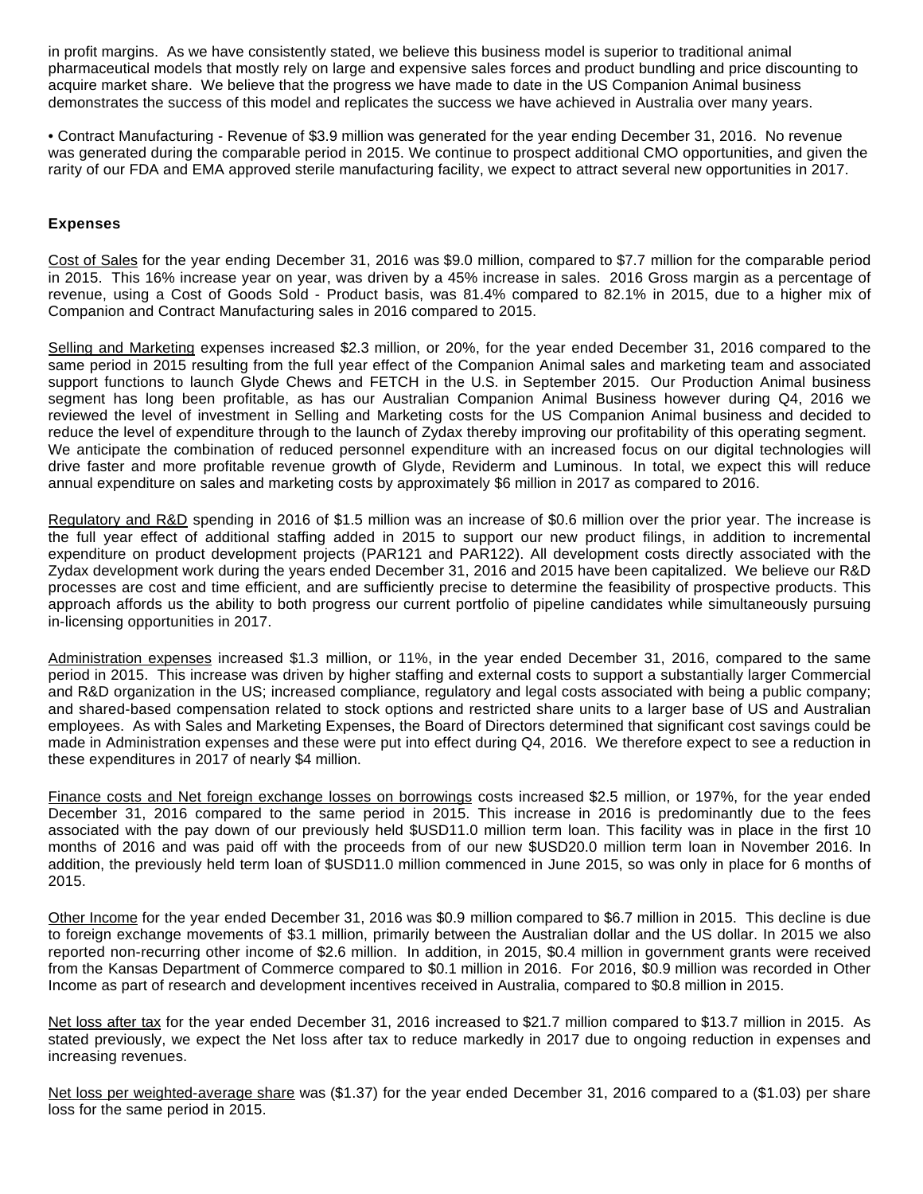in profit margins. As we have consistently stated, we believe this business model is superior to traditional animal pharmaceutical models that mostly rely on large and expensive sales forces and product bundling and price discounting to acquire market share. We believe that the progress we have made to date in the US Companion Animal business demonstrates the success of this model and replicates the success we have achieved in Australia over many years.

• Contract Manufacturing - Revenue of $3.9 million was generated for the year ending December 31, 2016. No revenue was generated during the comparable period in 2015. We continue to prospect additional CMO opportunities, and given the rarity of our FDA and EMA approved sterile manufacturing facility, we expect to attract several new opportunities in 2017.

**Expenses**

Cost of Sales for the year ending December 31, 2016 was $9.0 million, compared to $7.7 million for the comparable period in 2015. This 16% increase year on year, was driven by a 45% increase in sales. 2016 Gross margin as a percentage of revenue, using a Cost of Goods Sold - Product basis, was 81.4% compared to 82.1% in 2015, due to a higher mix of Companion and Contract Manufacturing sales in 2016 compared to 2015.

Selling and Marketing expenses increased $2.3 million, or 20%, for the year ended December 31, 2016 compared to the same period in 2015 resulting from the full year effect of the Companion Animal sales and marketing team and associated support functions to launch Glyde Chews and FETCH in the U.S. in September 2015. Our Production Animal business segment has long been profitable, as has our Australian Companion Animal Business however during Q4, 2016 we reviewed the level of investment in Selling and Marketing costs for the US Companion Animal business and decided to reduce the level of expenditure through to the launch of Zydax thereby improving our profitability of this operating segment. We anticipate the combination of reduced personnel expenditure with an increased focus on our digital technologies will drive faster and more profitable revenue growth of Glyde, Reviderm and Luminous. In total, we expect this will reduce annual expenditure on sales and marketing costs by approximately $6 million in 2017 as compared to 2016.

Regulatory and R&D spending in 2016 of $1.5 million was an increase of $0.6 million over the prior year. The increase is the full year effect of additional staffing added in 2015 to support our new product filings, in addition to incremental expenditure on product development projects (PAR121 and PAR122). All development costs directly associated with the Zydax development work during the years ended December 31, 2016 and 2015 have been capitalized. We believe our R&D processes are cost and time efficient, and are sufficiently precise to determine the feasibility of prospective products. This approach affords us the ability to both progress our current portfolio of pipeline candidates while simultaneously pursuing in-licensing opportunities in 2017.

Administration expenses increased $1.3 million, or 11%, in the year ended December 31, 2016, compared to the same period in 2015. This increase was driven by higher staffing and external costs to support a substantially larger Commercial and R&D organization in the US; increased compliance, regulatory and legal costs associated with being a public company; and shared-based compensation related to stock options and restricted share units to a larger base of US and Australian employees. As with Sales and Marketing Expenses, the Board of Directors determined that significant cost savings could be made in Administration expenses and these were put into effect during Q4, 2016. We therefore expect to see a reduction in these expenditures in 2017 of nearly $4 million.

Finance costs and Net foreign exchange losses on borrowings costs increased $2.5 million, or 197%, for the year ended December 31, 2016 compared to the same period in 2015. This increase in 2016 is predominantly due to the fees associated with the pay down of our previously held $USD11.0 million term loan. This facility was in place in the first 10 months of 2016 and was paid off with the proceeds of our new $USD20.0 million term loan in November 2016. In addition, the previously held term loan of $USD11.0 million commenced in June 2015, so was only in place for 6 months of 2015.

Other Income for the year ended December 31, 2016 was $0.9 million compared to $6.7 million in 2015. This decline is due to foreign exchange movements of $3.1 million, primarily between the Australian dollar and the US dollar. In 2015 we also reported non-recurring other income of $2.6 million. In addition, in 2015, $0.4 million in government grants were received from the Kansas Department of Commerce compared to $0.1 million in 2016. For 2016, $0.9 million was recorded in Other Income as part of research and development incentives received in Australia, compared to $0.8 million in 2015.

Net loss after tax for the year ended December 31, 2016 increased to $21.7 million compared to $13.7 million in 2015. As stated previously, we expect the Net loss after tax to reduce markedly in 2017 due to ongoing reduction in expenses and increasing revenues.

Net loss per weighted-average share was ($1.37) for the year ended December 31, 2016 compared to a ($1.03) per share loss for the same period in 2015.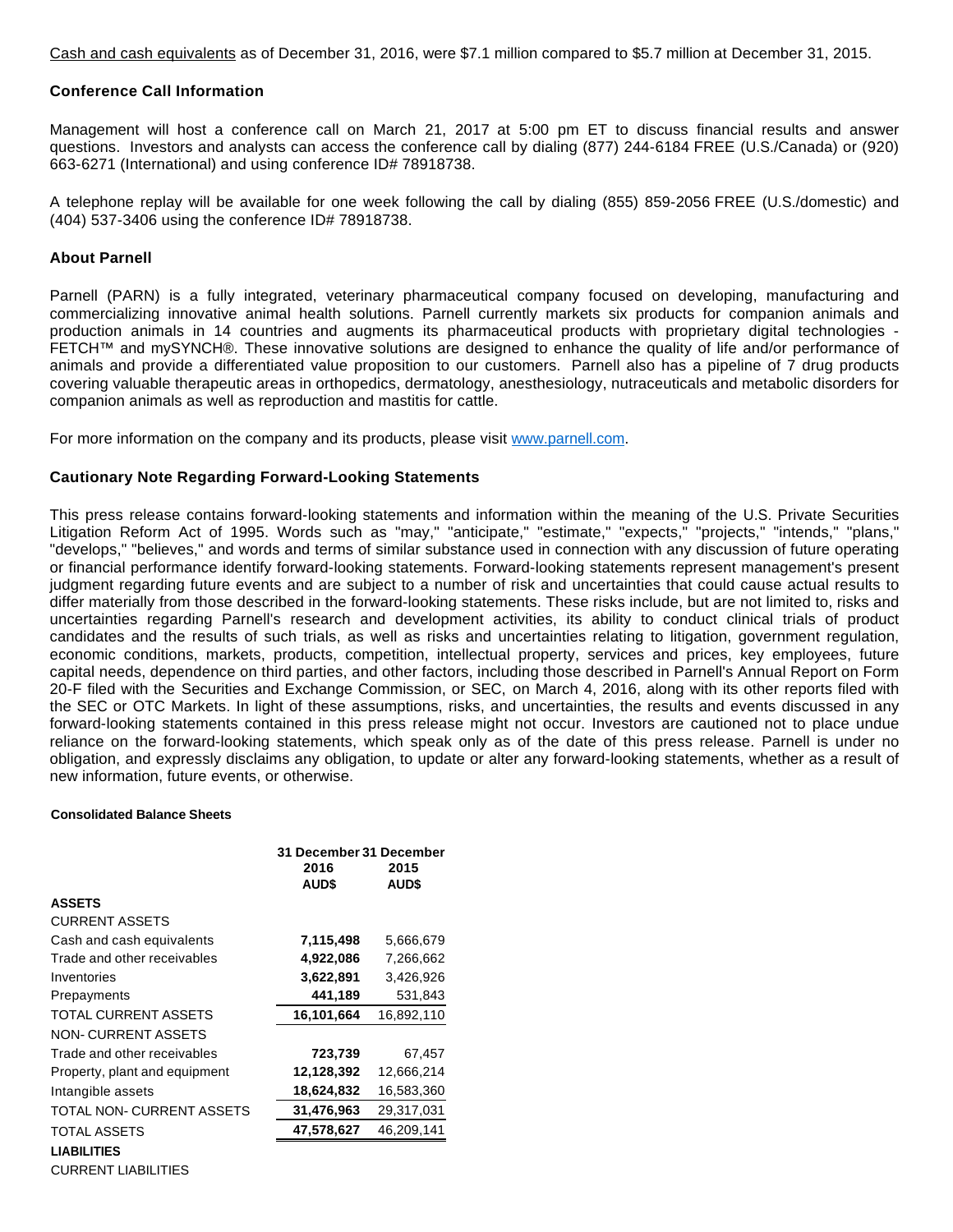Cash and cash equivalents as of December 31, 2016, were $7.1 million compared to $5.7 million at December 31, 2015.

### Conference Call Information

Management will host a conference call on March 21, 2017 at 5:00 pm ET to discuss financial results and answer questions. Investors and analysts can access the conference call by dialing (877) 244-6184 FREE (U.S./Canada) or (920) 663-6271 (International) and using conference ID# 78918738.

A telephone replay will be available for one week following the call by dialing (855) 859-2056 FREE (U.S./domestic) and (404) 537-3406 using the conference ID# 78918738.

### About Parnell

Parnell (PARN) is a fully integrated, veterinary pharmaceutical company focused on developing, manufacturing and commercializing innovative animal health solutions. Parnell currently markets six products for companion animals and production animals in 14 countries and augments its pharmaceutical products with proprietary digital technologies - FETCH™ and mySYNCH®. These innovative solutions are designed to enhance the quality of life and/or performance of animals and provide a differentiated value proposition to our customers. Parnell also has a pipeline of 7 drug products covering valuable therapeutic areas in orthopedics, dermatology, anesthesiology, nutraceuticals and metabolic disorders for companion animals as well as reproduction and mastitis for cattle.

For more information on the company and its products, please visit www.parnell.com.

### Cautionary Note Regarding Forward-Looking Statements

This press release contains forward-looking statements and information within the meaning of the U.S. Private Securities Litigation Reform Act of 1995. Words such as "may," "anticipate," "estimate," "expects," "projects," "intends," "plans," "develops," "believes," and words and terms of similar substance used in connection with any discussion of future operating or financial performance identify forward-looking statements. Forward-looking statements represent management's present judgment regarding future events and are subject to a number of risk and uncertainties that could cause actual results to differ materially from those described in the forward-looking statements. These risks include, but are not limited to, risks and uncertainties regarding Parnell's research and development activities, its ability to conduct clinical trials of product candidates and the results of such trials, as well as risks and uncertainties relating to litigation, government regulation, economic conditions, markets, products, competition, intellectual property, services and prices, key employees, future capital needs, dependence on third parties, and other factors, including those described in Parnell's Annual Report on Form 20-F filed with the Securities and Exchange Commission, or SEC, on March 4, 2016, along with its other reports filed with the SEC or OTC Markets. In light of these assumptions, risks, and uncertainties, the results and events discussed in any forward-looking statements contained in this press release might not occur. Investors are cautioned not to place undue reliance on the forward-looking statements, which speak only as of the date of this press release. Parnell is under no obligation, and expressly disclaims any obligation, to update or alter any forward-looking statements, whether as a result of new information, future events, or otherwise.

**Consolidated Balance Sheets**

| | 31 December 2016 AUD$ | 31 December 2015 AUD$ |
|---|---|---|
| **ASSETS** | | |
| CURRENT ASSETS | | |
| Cash and cash equivalents | **7,115,498** | 5,666,679 |
| Trade and other receivables | **4,922,086** | 7,266,662 |
| Inventories | **3,622,891** | 3,426,926 |
| Prepayments | **441,189** | 531,843 |
| TOTAL CURRENT ASSETS | **16,101,664** | 16,892,110 |
| NON- CURRENT ASSETS | | |
| Trade and other receivables | **723,739** | 67,457 |
| Property, plant and equipment | **12,128,392** | 12,666,214 |
| Intangible assets | **18,624,832** | 16,583,360 |
| TOTAL NON- CURRENT ASSETS | **31,476,963** | 29,317,031 |
| TOTAL ASSETS | **47,578,627** | 46,209,141 |
| **LIABILITIES** | | |
| CURRENT LIABILITIES | | |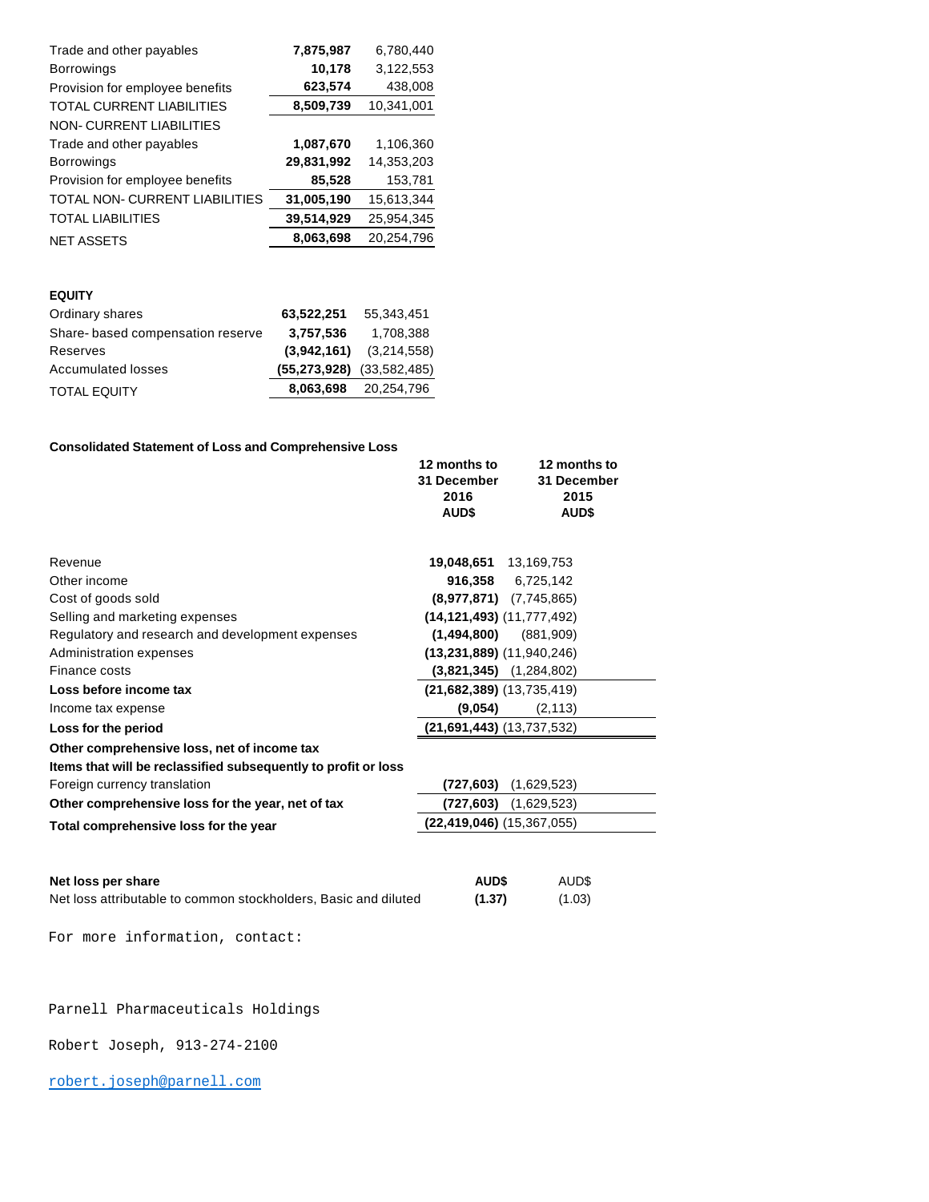| | | |
|---|---|---|
| Trade and other payables | **7,875,987** | 6,780,440 |
| Borrowings | **10,178** | 3,122,553 |
| Provision for employee benefits | **623,574** | 438,008 |
| TOTAL CURRENT LIABILITIES | **8,509,739** | 10,341,001 |
| NON- CURRENT LIABILITIES | | |
| Trade and other payables | **1,087,670** | 1,106,360 |
| Borrowings | **29,831,992** | 14,353,203 |
| Provision for employee benefits | **85,528** | 153,781 |
| TOTAL NON- CURRENT LIABILITIES | **31,005,190** | 15,613,344 |
| TOTAL LIABILITIES | **39,514,929** | 25,954,345 |
| NET ASSETS | **8,063,698** | 20,254,796 |

| **EQUITY** | | |
|---|---|---|
| Ordinary shares | **63,522,251** | 55,343,451 |
| Share- based compensation reserve | **3,757,536** | 1,708,388 |
| Reserves | **(3,942,161)** | (3,214,558) |
| Accumulated losses | **(55,273,928)** | (33,582,485) |
| TOTAL EQUITY | **8,063,698** | 20,254,796 |

**Consolidated Statement of Loss and Comprehensive Loss**

| | **12 months to 31 December 2016 AUD$** | **12 months to 31 December 2015 AUD$** |
|---|---|---|
| Revenue | **19,048,651** | 13,169,753 |
| Other income | **916,358** | 6,725,142 |
| Cost of goods sold | **(8,977,871)** | (7,745,865) |
| Selling and marketing expenses | **(14,121,493)** | (11,777,492) |
| Regulatory and research and development expenses | **(1,494,800)** | (881,909) |
| Administration expenses | **(13,231,889)** | (11,940,246) |
| Finance costs | **(3,821,345)** | (1,284,802) |
| **Loss before income tax** | **(21,682,389)** | (13,735,419) |
| Income tax expense | **(9,054)** | (2,113) |
| **Loss for the period** | **(21,691,443)** | (13,737,532) |
| **Other comprehensive loss, net of income tax** | | |
| **Items that will be reclassified subsequently to profit or loss** | | |
| Foreign currency translation | **(727,603)** | (1,629,523) |
| **Other comprehensive loss for the year, net of tax** | **(727,603)** | (1,629,523) |
| **Total comprehensive loss for the year** | **(22,419,046)** | (15,367,055) |

| **Net loss per share** | **AUD$** | AUD$ |
|---|---|---|
| Net loss attributable to common stockholders, Basic and diluted | **(1.37)** | (1.03) |

For more information, contact:

Parnell Pharmaceuticals Holdings

Robert Joseph, 913-274-2100

robert.joseph@parnell.com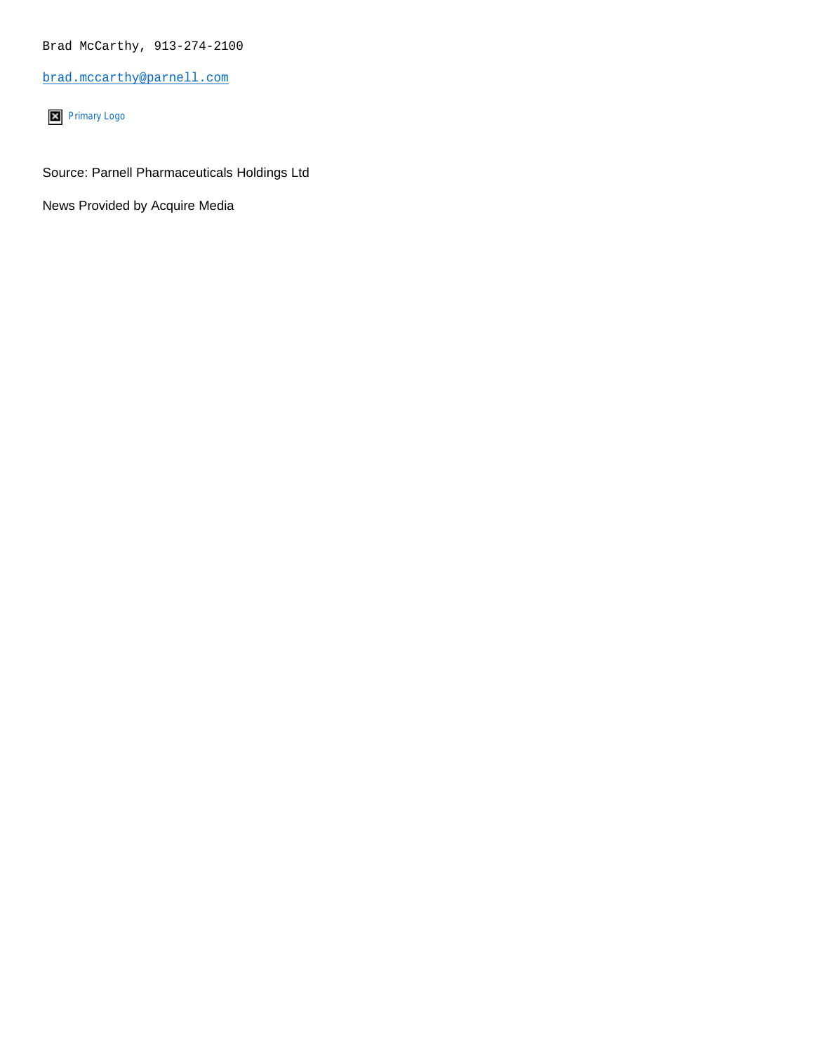Brad McCarthy, 913-274-2100

brad.mccarthy@parnell.com

Primary Logo

Source: Parnell Pharmaceuticals Holdings Ltd

News Provided by Acquire Media